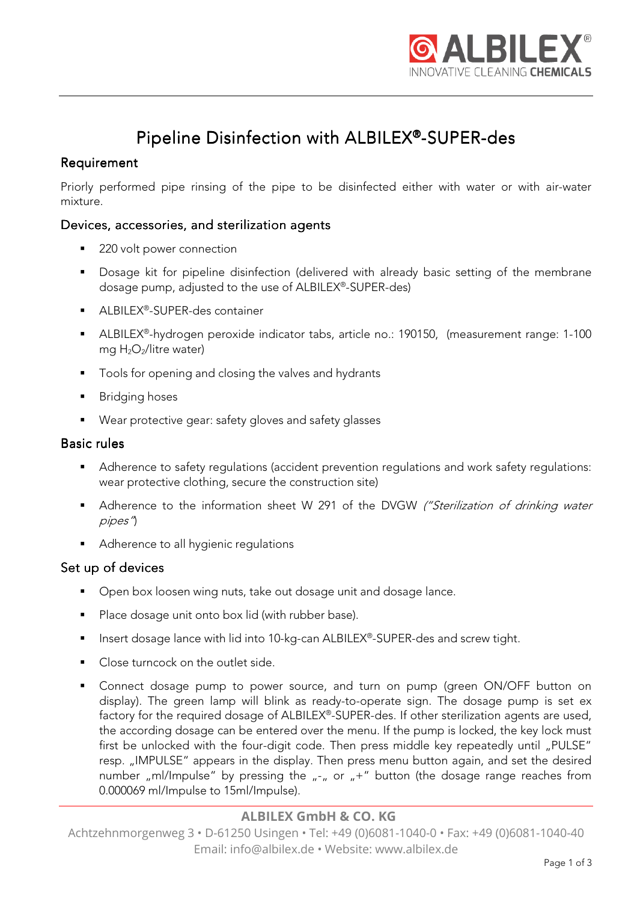# Pipeline Disinfection with ALBILEX®-SUPER-des

## Requirement

Priorly performed pipe rinsing of the pipe to be disinfected either with water or with air-water mixture.

### Devices, accessories, and sterilization agents

- 220 volt power connection
- Dosage kit for pipeline disinfection (delivered with already basic setting of the membrane dosage pump, adjusted to the use of ALBILEX®-SUPER-des)
- ALBILEX®-SUPER-des container
- ALBILEX®-hydrogen peroxide indicator tabs, article no.: 190150, (measurement range: 1-100 mg $H_2O_2$/litre water)
- Tools for opening and closing the valves and hydrants
- Bridging hoses
- Wear protective gear: safety gloves and safety glasses

## Basic rules

- Adherence to safety regulations (accident prevention regulations and work safety regulations: wear protective clothing, secure the construction site)
- Adherence to the information sheet W 291 of the DVGW *("Sterilization of drinking water pipes")*
- Adherence to all hygienic regulations

## Set up of devices

- Open box loosen wing nuts, take out dosage unit and dosage lance.
- Place dosage unit onto box lid (with rubber base).
- Insert dosage lance with lid into 10-kg-can ALBILEX®-SUPER-des and screw tight.
- Close turncock on the outlet side.
- Connect dosage pump to power source, and turn on pump (green ON/OFF button on display). The green lamp will blink as ready-to-operate sign. The dosage pump is set ex factory for the required dosage of ALBILEX®-SUPER-des. If other sterilization agents are used, the according dosage can be entered over the menu. If the pump is locked, the key lock must first be unlocked with the four-digit code. Then press middle key repeatedly until „PULSE" resp. „IMPULSE" appears in the display. Then press menu button again, and set the desired number „ml/Impulse" by pressing the „-„ or „+" button (the dosage range reaches from 0.000069 ml/Impulse to 15ml/Impulse).

ALBILEX GmbH & CO. KG
Achtzehnmorgenweg 3 • D-61250 Usingen • Tel: +49 (0)6081-1040-0 • Fax: +49 (0)6081-1040-40
Email: info@albilex.de • Website: www.albilex.de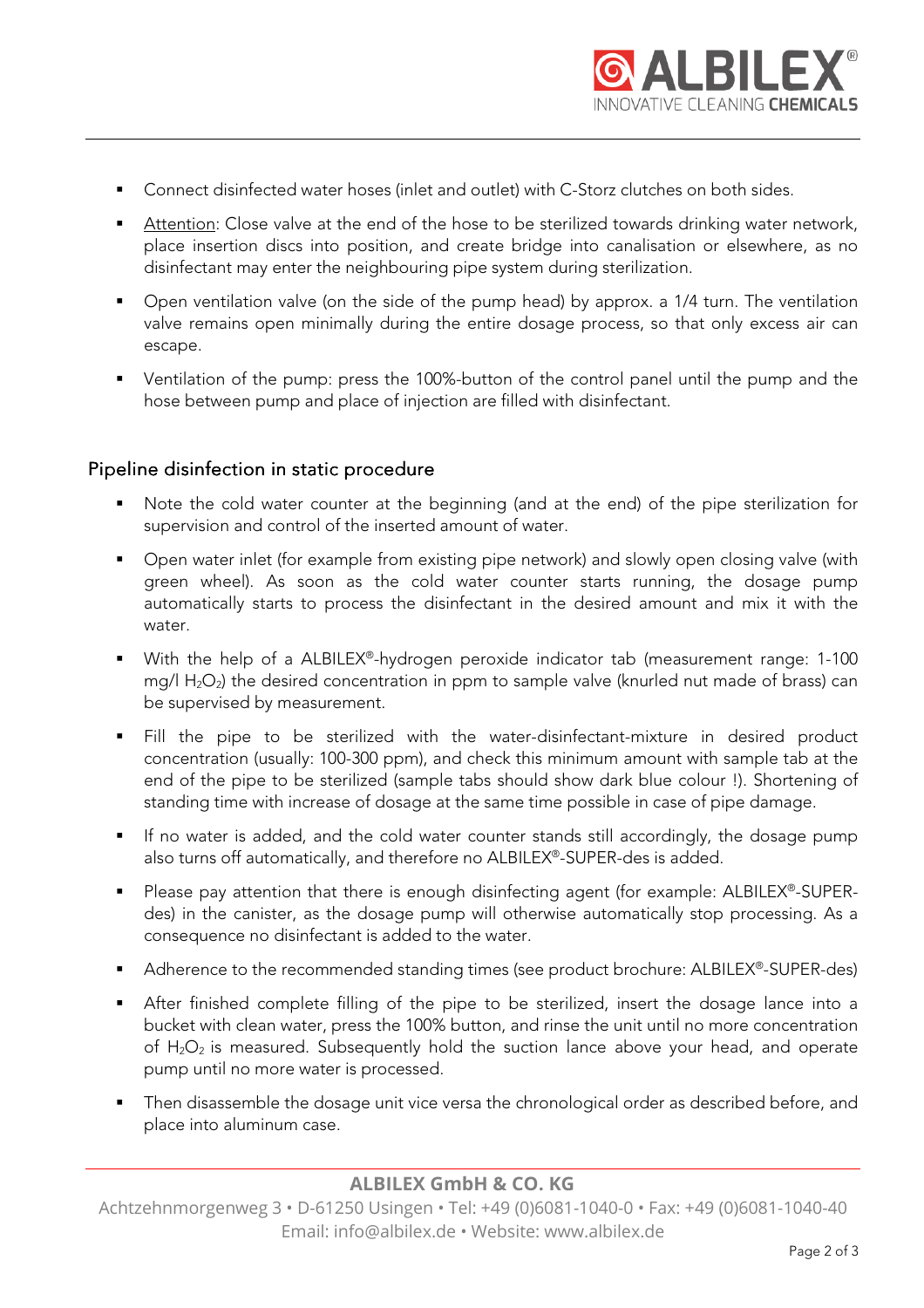- Connect disinfected water hoses (inlet and outlet) with C-Storz clutches on both sides.
- Attention: Close valve at the end of the hose to be sterilized towards drinking water network, place insertion discs into position, and create bridge into canalisation or elsewhere, as no disinfectant may enter the neighbouring pipe system during sterilization.
- Open ventilation valve (on the side of the pump head) by approx. a 1/4 turn. The ventilation valve remains open minimally during the entire dosage process, so that only excess air can escape.
- Ventilation of the pump: press the 100%-button of the control panel until the pump and the hose between pump and place of injection are filled with disinfectant.

## Pipeline disinfection in static procedure

- Note the cold water counter at the beginning (and at the end) of the pipe sterilization for supervision and control of the inserted amount of water.
- Open water inlet (for example from existing pipe network) and slowly open closing valve (with green wheel). As soon as the cold water counter starts running, the dosage pump automatically starts to process the disinfectant in the desired amount and mix it with the water.
- With the help of a ALBILEX®-hydrogen peroxide indicator tab (measurement range: 1-100 mg/l $H_2O_2$) the desired concentration in ppm to sample valve (knurled nut made of brass) can be supervised by measurement.
- Fill the pipe to be sterilized with the water-disinfectant-mixture in desired product concentration (usually: 100-300 ppm), and check this minimum amount with sample tab at the end of the pipe to be sterilized (sample tabs should show dark blue colour !). Shortening of standing time with increase of dosage at the same time possible in case of pipe damage.
- If no water is added, and the cold water counter stands still accordingly, the dosage pump also turns off automatically, and therefore no ALBILEX®-SUPER-des is added.
- Please pay attention that there is enough disinfecting agent (for example: ALBILEX®-SUPER-des) in the canister, as the dosage pump will otherwise automatically stop processing. As a consequence no disinfectant is added to the water.
- Adherence to the recommended standing times (see product brochure: ALBILEX®-SUPER-des)
- After finished complete filling of the pipe to be sterilized, insert the dosage lance into a bucket with clean water, press the 100% button, and rinse the unit until no more concentration of $H_2O_2$ is measured. Subsequently hold the suction lance above your head, and operate pump until no more water is processed.
- Then disassemble the dosage unit vice versa the chronological order as described before, and place into aluminum case.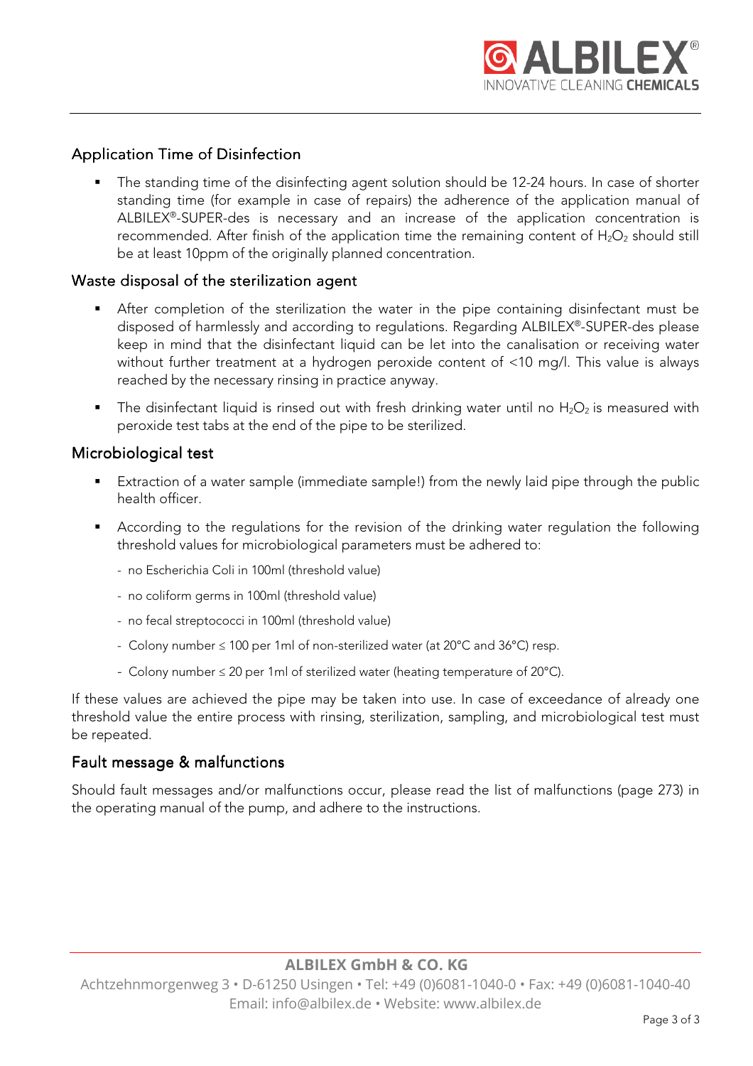## Application Time of Disinfection

- The standing time of the disinfecting agent solution should be 12-24 hours. In case of shorter standing time (for example in case of repairs) the adherence of the application manual of ALBILEX®-SUPER-des is necessary and an increase of the application concentration is recommended. After finish of the application time the remaining content of $H_2O_2$ should still be at least 10ppm of the originally planned concentration.

## Waste disposal of the sterilization agent

- After completion of the sterilization the water in the pipe containing disinfectant must be disposed of harmlessly and according to regulations. Regarding ALBILEX®-SUPER-des please keep in mind that the disinfectant liquid can be let into the canalisation or receiving water without further treatment at a hydrogen peroxide content of <10 mg/l. This value is always reached by the necessary rinsing in practice anyway.
- The disinfectant liquid is rinsed out with fresh drinking water until no $H_2O_2$ is measured with peroxide test tabs at the end of the pipe to be sterilized.

## Microbiological test

- Extraction of a water sample (immediate sample!) from the newly laid pipe through the public health officer.
- According to the regulations for the revision of the drinking water regulation the following threshold values for microbiological parameters must be adhered to:
  - no Escherichia Coli in 100ml (threshold value)
  - no coliform germs in 100ml (threshold value)
  - no fecal streptococci in 100ml (threshold value)
  - Colony number ≤ 100 per 1ml of non-sterilized water (at 20°C and 36°C) resp.
  - Colony number ≤ 20 per 1ml of sterilized water (heating temperature of 20°C).

If these values are achieved the pipe may be taken into use. In case of exceedance of already one threshold value the entire process with rinsing, sterilization, sampling, and microbiological test must be repeated.

## Fault message & malfunctions

Should fault messages and/or malfunctions occur, please read the list of malfunctions (page 273) in the operating manual of the pump, and adhere to the instructions.

**ALBILEX GmbH & CO. KG**
Achtzehnmorgenweg 3 • D-61250 Usingen • Tel: +49 (0)6081-1040-0 • Fax: +49 (0)6081-1040-40
Email: info@albilex.de • Website: www.albilex.de